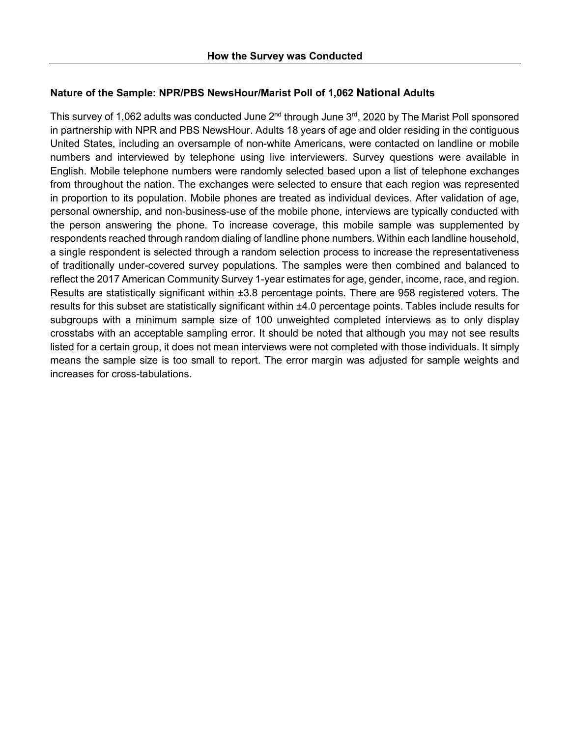## How the Survey was Conducted

**Nature of the Sample: NPR/PBS NewsHour/Marist Poll of 1,062 National Adults**

This survey of 1,062 adults was conducted June 2nd through June 3rd, 2020 by The Marist Poll sponsored in partnership with NPR and PBS NewsHour. Adults 18 years of age and older residing in the contiguous United States, including an oversample of non-white Americans, were contacted on landline or mobile numbers and interviewed by telephone using live interviewers. Survey questions were available in English. Mobile telephone numbers were randomly selected based upon a list of telephone exchanges from throughout the nation. The exchanges were selected to ensure that each region was represented in proportion to its population. Mobile phones are treated as individual devices. After validation of age, personal ownership, and non-business-use of the mobile phone, interviews are typically conducted with the person answering the phone. To increase coverage, this mobile sample was supplemented by respondents reached through random dialing of landline phone numbers. Within each landline household, a single respondent is selected through a random selection process to increase the representativeness of traditionally under-covered survey populations. The samples were then combined and balanced to reflect the 2017 American Community Survey 1-year estimates for age, gender, income, race, and region. Results are statistically significant within ±3.8 percentage points. There are 958 registered voters. The results for this subset are statistically significant within ±4.0 percentage points. Tables include results for subgroups with a minimum sample size of 100 unweighted completed interviews as to only display crosstabs with an acceptable sampling error. It should be noted that although you may not see results listed for a certain group, it does not mean interviews were not completed with those individuals. It simply means the sample size is too small to report. The error margin was adjusted for sample weights and increases for cross-tabulations.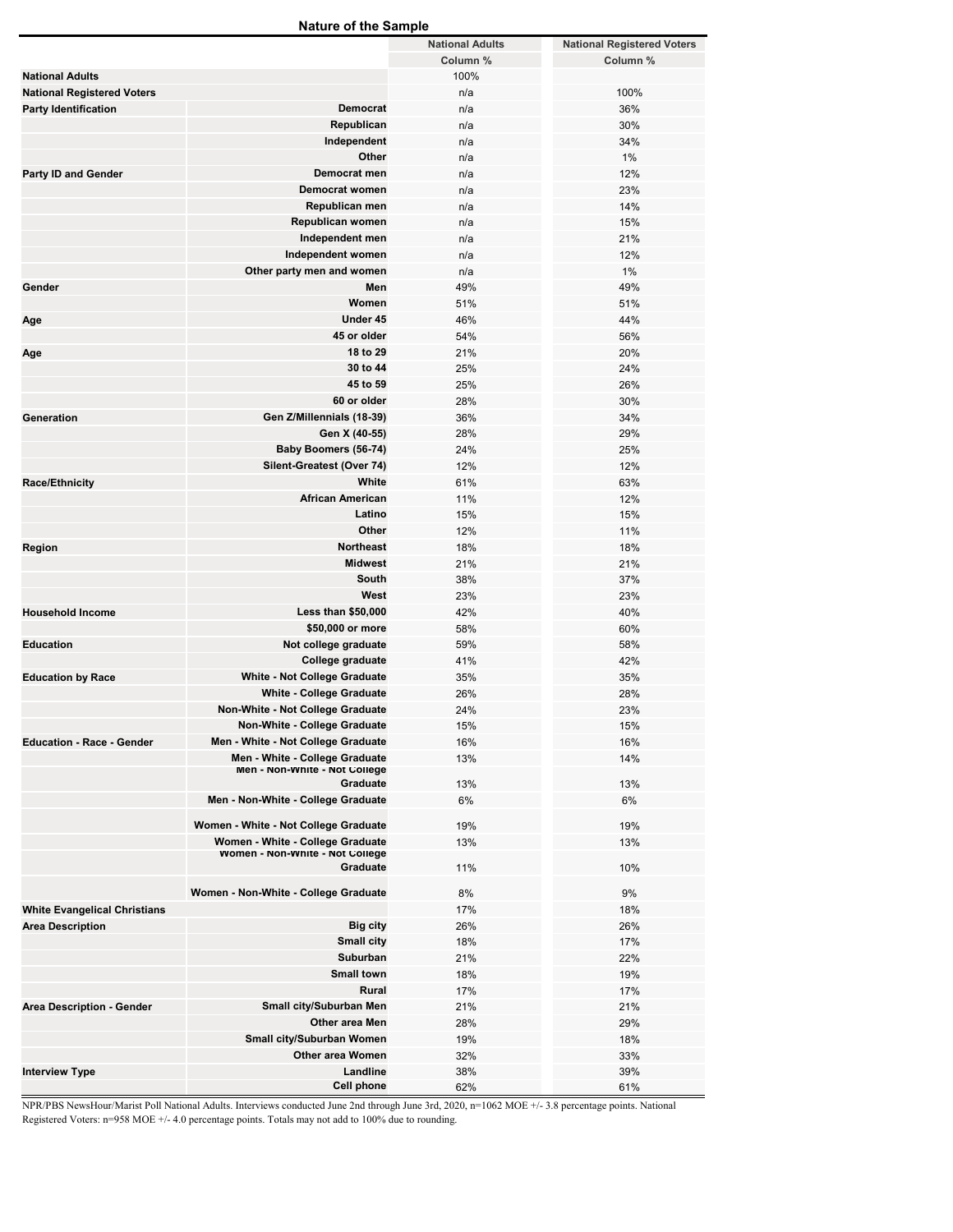## Nature of the Sample

| | | National Adults | National Registered Voters |
|---|---|---|---|
| | | Column % | Column % |
| **National Adults** | | 100% | |
| **National Registered Voters** | | n/a | 100% |
| **Party Identification** | Democrat | n/a | 36% |
| | Republican | n/a | 30% |
| | Independent | n/a | 34% |
| | Other | n/a | 1% |
| **Party ID and Gender** | Democrat men | n/a | 12% |
| | Democrat women | n/a | 23% |
| | Republican men | n/a | 14% |
| | Republican women | n/a | 15% |
| | Independent men | n/a | 21% |
| | Independent women | n/a | 12% |
| | Other party men and women | n/a | 1% |
| **Gender** | Men | 49% | 49% |
| | Women | 51% | 51% |
| **Age** | Under 45 | 46% | 44% |
| | 45 or older | 54% | 56% |
| **Age** | 18 to 29 | 21% | 20% |
| | 30 to 44 | 25% | 24% |
| | 45 to 59 | 25% | 26% |
| | 60 or older | 28% | 30% |
| **Generation** | Gen Z/Millennials (18-39) | 36% | 34% |
| | Gen X (40-55) | 28% | 29% |
| | Baby Boomers (56-74) | 24% | 25% |
| | Silent-Greatest (Over 74) | 12% | 12% |
| **Race/Ethnicity** | White | 61% | 63% |
| | African American | 11% | 12% |
| | Latino | 15% | 15% |
| | Other | 12% | 11% |
| **Region** | Northeast | 18% | 18% |
| | Midwest | 21% | 21% |
| | South | 38% | 37% |
| | West | 23% | 23% |
| **Household Income** | Less than $50,000 | 42% | 40% |
| | $50,000 or more | 58% | 60% |
| **Education** | Not college graduate | 59% | 58% |
| | College graduate | 41% | 42% |
| **Education by Race** | White - Not College Graduate | 35% | 35% |
| | White - College Graduate | 26% | 28% |
| | Non-White - Not College Graduate | 24% | 23% |
| | Non-White - College Graduate | 15% | 15% |
| **Education - Race - Gender** | Men - White - Not College Graduate | 16% | 16% |
| | Men - White - College Graduate | 13% | 14% |
| | Men - Non-White - Not College Graduate | 13% | 13% |
| | Men - Non-White - College Graduate | 6% | 6% |
| | Women - White - Not College Graduate | 19% | 19% |
| | Women - White - College Graduate | 13% | 13% |
| | Women - Non-White - Not College Graduate | 11% | 10% |
| | Women - Non-White - College Graduate | 8% | 9% |
| **White Evangelical Christians** | | 17% | 18% |
| **Area Description** | Big city | 26% | 26% |
| | Small city | 18% | 17% |
| | Suburban | 21% | 22% |
| | Small town | 18% | 19% |
| | Rural | 17% | 17% |
| **Area Description - Gender** | Small city/Suburban Men | 21% | 21% |
| | Other area Men | 28% | 29% |
| | Small city/Suburban Women | 19% | 18% |
| | Other area Women | 32% | 33% |
| **Interview Type** | Landline | 38% | 39% |
| | Cell phone | 62% | 61% |

NPR/PBS NewsHour/Marist Poll National Adults. Interviews conducted June 2nd through June 3rd, 2020, n=1062 MOE +/- 3.8 percentage points. National Registered Voters: n=958 MOE +/- 4.0 percentage points. Totals may not add to 100% due to rounding.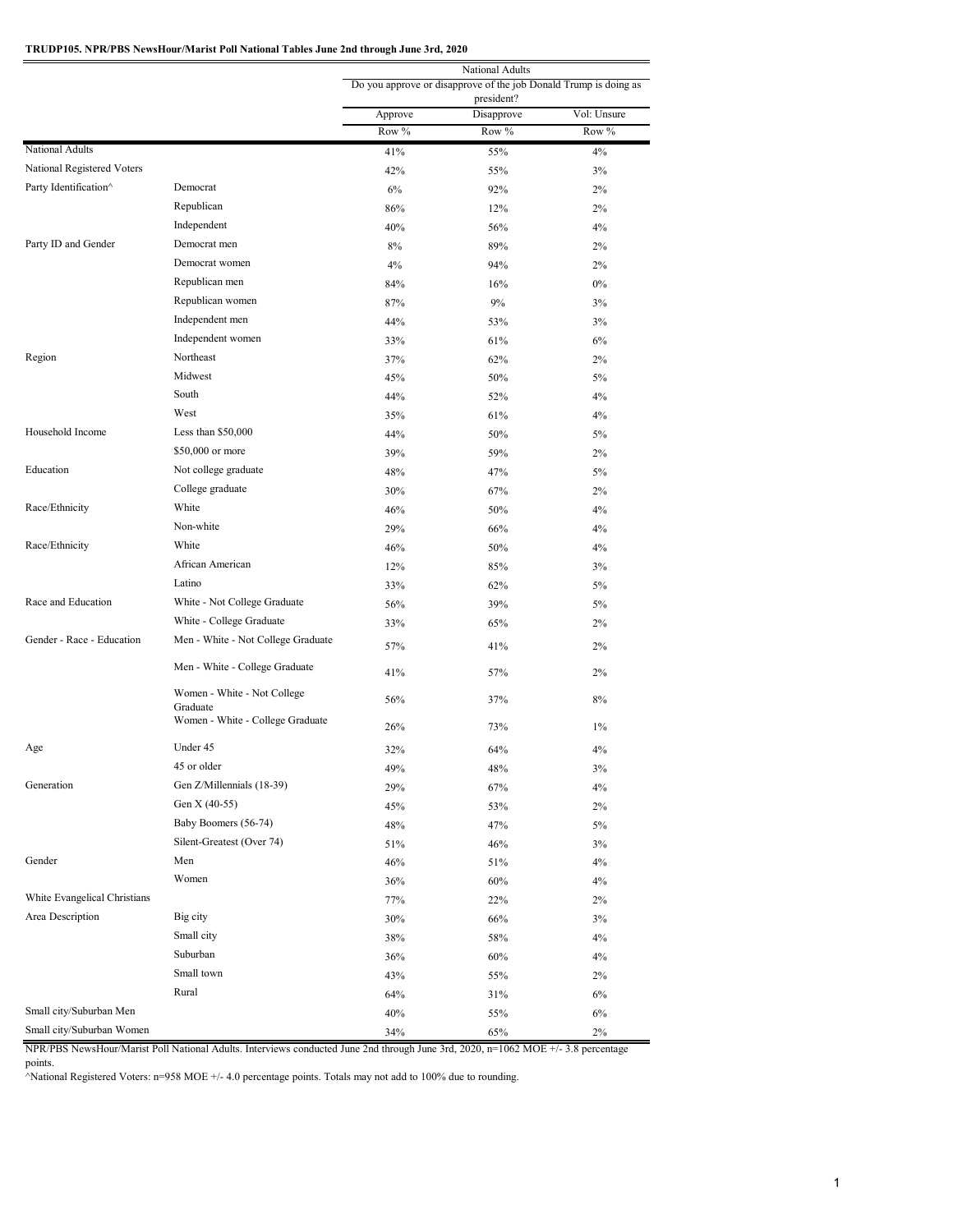**TRUDP105. NPR/PBS NewsHour/Marist Poll National Tables June 2nd through June 3rd, 2020**

| | | National Adults | | |
|---|---|---|---|---|
| | | Do you approve or disapprove of the job Donald Trump is doing as president? | | |
| | | Approve | Disapprove | Vol: Unsure |
| | | Row % | Row % | Row % |
| National Adults | | 41% | 55% | 4% |
| National Registered Voters | | 42% | 55% | 3% |
| Party Identification^ | Democrat | 6% | 92% | 2% |
| | Republican | 86% | 12% | 2% |
| | Independent | 40% | 56% | 4% |
| Party ID and Gender | Democrat men | 8% | 89% | 2% |
| | Democrat women | 4% | 94% | 2% |
| | Republican men | 84% | 16% | 0% |
| | Republican women | 87% | 9% | 3% |
| | Independent men | 44% | 53% | 3% |
| | Independent women | 33% | 61% | 6% |
| Region | Northeast | 37% | 62% | 2% |
| | Midwest | 45% | 50% | 5% |
| | South | 44% | 52% | 4% |
| | West | 35% | 61% | 4% |
| Household Income | Less than $50,000 | 44% | 50% | 5% |
| | $50,000 or more | 39% | 59% | 2% |
| Education | Not college graduate | 48% | 47% | 5% |
| | College graduate | 30% | 67% | 2% |
| Race/Ethnicity | White | 46% | 50% | 4% |
| | Non-white | 29% | 66% | 4% |
| Race/Ethnicity | White | 46% | 50% | 4% |
| | African American | 12% | 85% | 3% |
| | Latino | 33% | 62% | 5% |
| Race and Education | White - Not College Graduate | 56% | 39% | 5% |
| | White - College Graduate | 33% | 65% | 2% |
| Gender - Race - Education | Men - White - Not College Graduate | 57% | 41% | 2% |
| | Men - White - College Graduate | 41% | 57% | 2% |
| | Women - White - Not College Graduate | 56% | 37% | 8% |
| | Women - White - College Graduate | 26% | 73% | 1% |
| Age | Under 45 | 32% | 64% | 4% |
| | 45 or older | 49% | 48% | 3% |
| Generation | Gen Z/Millennials (18-39) | 29% | 67% | 4% |
| | Gen X (40-55) | 45% | 53% | 2% |
| | Baby Boomers (56-74) | 48% | 47% | 5% |
| | Silent-Greatest (Over 74) | 51% | 46% | 3% |
| Gender | Men | 46% | 51% | 4% |
| | Women | 36% | 60% | 4% |
| White Evangelical Christians | | 77% | 22% | 2% |
| Area Description | Big city | 30% | 66% | 3% |
| | Small city | 38% | 58% | 4% |
| | Suburban | 36% | 60% | 4% |
| | Small town | 43% | 55% | 2% |
| | Rural | 64% | 31% | 6% |
| Small city/Suburban Men | | 40% | 55% | 6% |
| Small city/Suburban Women | | 34% | 65% | 2% |

NPR/PBS NewsHour/Marist Poll National Adults. Interviews conducted June 2nd through June 3rd, 2020, n=1062 MOE +/- 3.8 percentage points.

^National Registered Voters: n=958 MOE +/- 4.0 percentage points. Totals may not add to 100% due to rounding.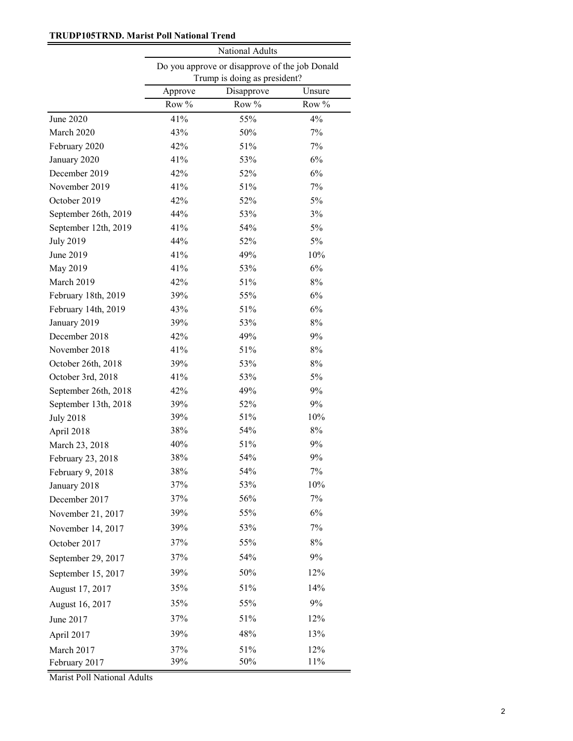**TRUDP105TRND. Marist Poll National Trend**

| | National Adults | | |
|---|---|---|---|
| | Do you approve or disapprove of the job Donald Trump is doing as president? | | |
| | Approve | Disapprove | Unsure |
| | Row % | Row % | Row % |
| June 2020 | 41% | 55% | 4% |
| March 2020 | 43% | 50% | 7% |
| February 2020 | 42% | 51% | 7% |
| January 2020 | 41% | 53% | 6% |
| December 2019 | 42% | 52% | 6% |
| November 2019 | 41% | 51% | 7% |
| October 2019 | 42% | 52% | 5% |
| September 26th, 2019 | 44% | 53% | 3% |
| September 12th, 2019 | 41% | 54% | 5% |
| July 2019 | 44% | 52% | 5% |
| June 2019 | 41% | 49% | 10% |
| May 2019 | 41% | 53% | 6% |
| March 2019 | 42% | 51% | 8% |
| February 18th, 2019 | 39% | 55% | 6% |
| February 14th, 2019 | 43% | 51% | 6% |
| January 2019 | 39% | 53% | 8% |
| December 2018 | 42% | 49% | 9% |
| November 2018 | 41% | 51% | 8% |
| October 26th, 2018 | 39% | 53% | 8% |
| October 3rd, 2018 | 41% | 53% | 5% |
| September 26th, 2018 | 42% | 49% | 9% |
| September 13th, 2018 | 39% | 52% | 9% |
| July 2018 | 39% | 51% | 10% |
| April 2018 | 38% | 54% | 8% |
| March 23, 2018 | 40% | 51% | 9% |
| February 23, 2018 | 38% | 54% | 9% |
| February 9, 2018 | 38% | 54% | 7% |
| January 2018 | 37% | 53% | 10% |
| December 2017 | 37% | 56% | 7% |
| November 21, 2017 | 39% | 55% | 6% |
| November 14, 2017 | 39% | 53% | 7% |
| October 2017 | 37% | 55% | 8% |
| September 29, 2017 | 37% | 54% | 9% |
| September 15, 2017 | 39% | 50% | 12% |
| August 17, 2017 | 35% | 51% | 14% |
| August 16, 2017 | 35% | 55% | 9% |
| June 2017 | 37% | 51% | 12% |
| April 2017 | 39% | 48% | 13% |
| March 2017 | 37% | 51% | 12% |
| February 2017 | 39% | 50% | 11% |

Marist Poll National Adults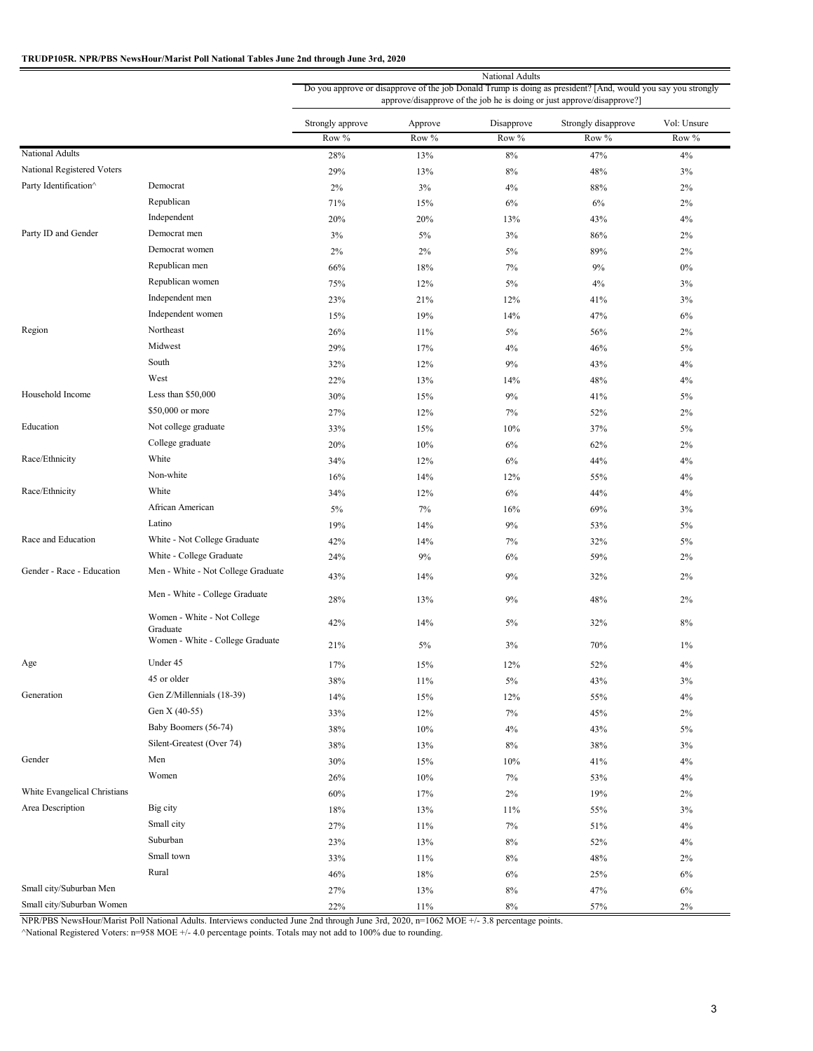**TRUDP105R. NPR/PBS NewsHour/Marist Poll National Tables June 2nd through June 3rd, 2020**

| | | National Adults | | | | |
|---|---|---|---|---|---|---|
| | | Do you approve or disapprove of the job Donald Trump is doing as president? [And, would you say you strongly approve/disapprove of the job he is doing or just approve/disapprove?] | | | | |
| | | Strongly approve | Approve | Disapprove | Strongly disapprove | Vol: Unsure |
| | | Row % | Row % | Row % | Row % | Row % |
| National Adults | | 28% | 13% | 8% | 47% | 4% |
| National Registered Voters | | 29% | 13% | 8% | 48% | 3% |
| Party Identification^ | Democrat | 2% | 3% | 4% | 88% | 2% |
| | Republican | 71% | 15% | 6% | 6% | 2% |
| | Independent | 20% | 20% | 13% | 43% | 4% |
| Party ID and Gender | Democrat men | 3% | 5% | 3% | 86% | 2% |
| | Democrat women | 2% | 2% | 5% | 89% | 2% |
| | Republican men | 66% | 18% | 7% | 9% | 0% |
| | Republican women | 75% | 12% | 5% | 4% | 3% |
| | Independent men | 23% | 21% | 12% | 41% | 3% |
| | Independent women | 15% | 19% | 14% | 47% | 6% |
| Region | Northeast | 26% | 11% | 5% | 56% | 2% |
| | Midwest | 29% | 17% | 4% | 46% | 5% |
| | South | 32% | 12% | 9% | 43% | 4% |
| | West | 22% | 13% | 14% | 48% | 4% |
| Household Income | Less than $50,000 | 30% | 15% | 9% | 41% | 5% |
| | $50,000 or more | 27% | 12% | 7% | 52% | 2% |
| Education | Not college graduate | 33% | 15% | 10% | 37% | 5% |
| | College graduate | 20% | 10% | 6% | 62% | 2% |
| Race/Ethnicity | White | 34% | 12% | 6% | 44% | 4% |
| | Non-white | 16% | 14% | 12% | 55% | 4% |
| Race/Ethnicity | White | 34% | 12% | 6% | 44% | 4% |
| | African American | 5% | 7% | 16% | 69% | 3% |
| | Latino | 19% | 14% | 9% | 53% | 5% |
| Race and Education | White - Not College Graduate | 42% | 14% | 7% | 32% | 5% |
| | White - College Graduate | 24% | 9% | 6% | 59% | 2% |
| Gender - Race - Education | Men - White - Not College Graduate | 43% | 14% | 9% | 32% | 2% |
| | Men - White - College Graduate | 28% | 13% | 9% | 48% | 2% |
| | Women - White - Not College Graduate | 42% | 14% | 5% | 32% | 8% |
| | Women - White - College Graduate | 21% | 5% | 3% | 70% | 1% |
| Age | Under 45 | 17% | 15% | 12% | 52% | 4% |
| | 45 or older | 38% | 11% | 5% | 43% | 3% |
| Generation | Gen Z/Millennials (18-39) | 14% | 15% | 12% | 55% | 4% |
| | Gen X (40-55) | 33% | 12% | 7% | 45% | 2% |
| | Baby Boomers (56-74) | 38% | 10% | 4% | 43% | 5% |
| | Silent-Greatest (Over 74) | 38% | 13% | 8% | 38% | 3% |
| Gender | Men | 30% | 15% | 10% | 41% | 4% |
| | Women | 26% | 10% | 7% | 53% | 4% |
| White Evangelical Christians | | 60% | 17% | 2% | 19% | 2% |
| Area Description | Big city | 18% | 13% | 11% | 55% | 3% |
| | Small city | 27% | 11% | 7% | 51% | 4% |
| | Suburban | 23% | 13% | 8% | 52% | 4% |
| | Small town | 33% | 11% | 8% | 48% | 2% |
| | Rural | 46% | 18% | 6% | 25% | 6% |
| Small city/Suburban Men | | 27% | 13% | 8% | 47% | 6% |
| Small city/Suburban Women | | 22% | 11% | 8% | 57% | 2% |

NPR/PBS NewsHour/Marist Poll National Adults. Interviews conducted June 2nd through June 3rd, 2020, n=1062 MOE +/- 3.8 percentage points.
^National Registered Voters: n=958 MOE +/- 4.0 percentage points. Totals may not add to 100% due to rounding.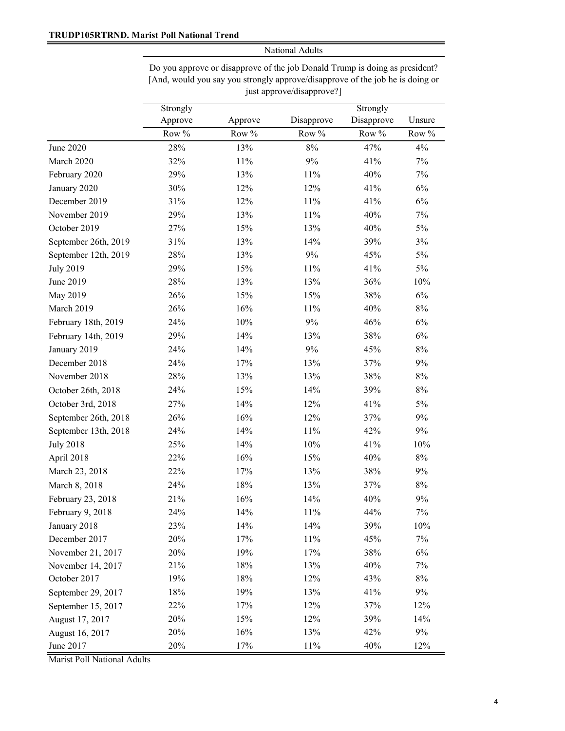**TRUDP105RTRND. Marist Poll National Trend**

| | National Adults | | | | |
|---|---|---|---|---|---|
| | Do you approve or disapprove of the job Donald Trump is doing as president? [And, would you say you strongly approve/disapprove of the job he is doing or just approve/disapprove?] | | | | |
| | Strongly Approve | Approve | Disapprove | Strongly Disapprove | Unsure |
| | Row % | Row % | Row % | Row % | Row % |
| June 2020 | 28% | 13% | 8% | 47% | 4% |
| March 2020 | 32% | 11% | 9% | 41% | 7% |
| February 2020 | 29% | 13% | 11% | 40% | 7% |
| January 2020 | 30% | 12% | 12% | 41% | 6% |
| December 2019 | 31% | 12% | 11% | 41% | 6% |
| November 2019 | 29% | 13% | 11% | 40% | 7% |
| October 2019 | 27% | 15% | 13% | 40% | 5% |
| September 26th, 2019 | 31% | 13% | 14% | 39% | 3% |
| September 12th, 2019 | 28% | 13% | 9% | 45% | 5% |
| July 2019 | 29% | 15% | 11% | 41% | 5% |
| June 2019 | 28% | 13% | 13% | 36% | 10% |
| May 2019 | 26% | 15% | 15% | 38% | 6% |
| March 2019 | 26% | 16% | 11% | 40% | 8% |
| February 18th, 2019 | 24% | 10% | 9% | 46% | 6% |
| February 14th, 2019 | 29% | 14% | 13% | 38% | 6% |
| January 2019 | 24% | 14% | 9% | 45% | 8% |
| December 2018 | 24% | 17% | 13% | 37% | 9% |
| November 2018 | 28% | 13% | 13% | 38% | 8% |
| October 26th, 2018 | 24% | 15% | 14% | 39% | 8% |
| October 3rd, 2018 | 27% | 14% | 12% | 41% | 5% |
| September 26th, 2018 | 26% | 16% | 12% | 37% | 9% |
| September 13th, 2018 | 24% | 14% | 11% | 42% | 9% |
| July 2018 | 25% | 14% | 10% | 41% | 10% |
| April 2018 | 22% | 16% | 15% | 40% | 8% |
| March 23, 2018 | 22% | 17% | 13% | 38% | 9% |
| March 8, 2018 | 24% | 18% | 13% | 37% | 8% |
| February 23, 2018 | 21% | 16% | 14% | 40% | 9% |
| February 9, 2018 | 24% | 14% | 11% | 44% | 7% |
| January 2018 | 23% | 14% | 14% | 39% | 10% |
| December 2017 | 20% | 17% | 11% | 45% | 7% |
| November 21, 2017 | 20% | 19% | 17% | 38% | 6% |
| November 14, 2017 | 21% | 18% | 13% | 40% | 7% |
| October 2017 | 19% | 18% | 12% | 43% | 8% |
| September 29, 2017 | 18% | 19% | 13% | 41% | 9% |
| September 15, 2017 | 22% | 17% | 12% | 37% | 12% |
| August 17, 2017 | 20% | 15% | 12% | 39% | 14% |
| August 16, 2017 | 20% | 16% | 13% | 42% | 9% |
| June 2017 | 20% | 17% | 11% | 40% | 12% |

Marist Poll National Adults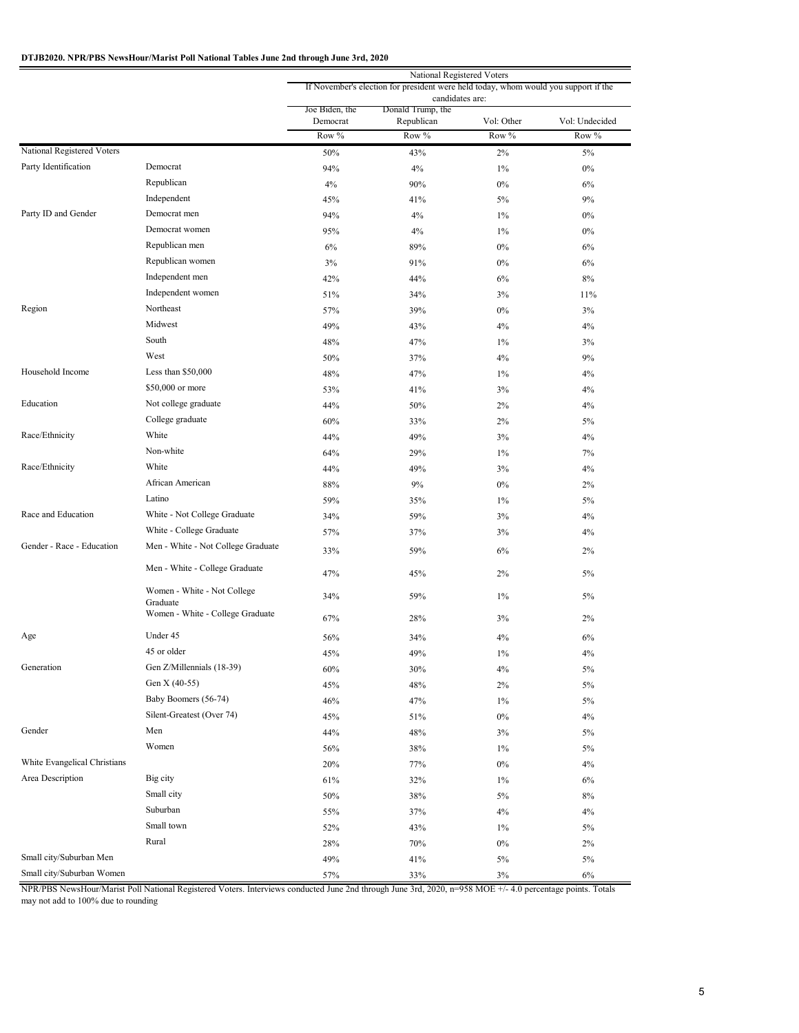**DTJB2020. NPR/PBS NewsHour/Marist Poll National Tables June 2nd through June 3rd, 2020**

| | | National Registered Voters | | | |
|---|---|---|---|---|---|
| | | If November's election for president were held today, whom would you support if the candidates are: | | | |
| | | Joe Biden, the Democrat | Donald Trump, the Republican | Vol: Other | Vol: Undecided |
| | | Row % | Row % | Row % | Row % |
| National Registered Voters | | 50% | 43% | 2% | 5% |
| Party Identification | Democrat | 94% | 4% | 1% | 0% |
| | Republican | 4% | 90% | 0% | 6% |
| | Independent | 45% | 41% | 5% | 9% |
| Party ID and Gender | Democrat men | 94% | 4% | 1% | 0% |
| | Democrat women | 95% | 4% | 1% | 0% |
| | Republican men | 6% | 89% | 0% | 6% |
| | Republican women | 3% | 91% | 0% | 6% |
| | Independent men | 42% | 44% | 6% | 8% |
| | Independent women | 51% | 34% | 3% | 11% |
| Region | Northeast | 57% | 39% | 0% | 3% |
| | Midwest | 49% | 43% | 4% | 4% |
| | South | 48% | 47% | 1% | 3% |
| | West | 50% | 37% | 4% | 9% |
| Household Income | Less than $50,000 | 48% | 47% | 1% | 4% |
| | $50,000 or more | 53% | 41% | 3% | 4% |
| Education | Not college graduate | 44% | 50% | 2% | 4% |
| | College graduate | 60% | 33% | 2% | 5% |
| Race/Ethnicity | White | 44% | 49% | 3% | 4% |
| | Non-white | 64% | 29% | 1% | 7% |
| Race/Ethnicity | White | 44% | 49% | 3% | 4% |
| | African American | 88% | 9% | 0% | 2% |
| | Latino | 59% | 35% | 1% | 5% |
| Race and Education | White - Not College Graduate | 34% | 59% | 3% | 4% |
| | White - College Graduate | 57% | 37% | 3% | 4% |
| Gender - Race - Education | Men - White - Not College Graduate | 33% | 59% | 6% | 2% |
| | Men - White - College Graduate | 47% | 45% | 2% | 5% |
| | Women - White - Not College Graduate | 34% | 59% | 1% | 5% |
| | Women - White - College Graduate | 67% | 28% | 3% | 2% |
| Age | Under 45 | 56% | 34% | 4% | 6% |
| | 45 or older | 45% | 49% | 1% | 4% |
| Generation | Gen Z/Millennials (18-39) | 60% | 30% | 4% | 5% |
| | Gen X (40-55) | 45% | 48% | 2% | 5% |
| | Baby Boomers (56-74) | 46% | 47% | 1% | 5% |
| | Silent-Greatest (Over 74) | 45% | 51% | 0% | 4% |
| Gender | Men | 44% | 48% | 3% | 5% |
| | Women | 56% | 38% | 1% | 5% |
| White Evangelical Christians | | 20% | 77% | 0% | 4% |
| Area Description | Big city | 61% | 32% | 1% | 6% |
| | Small city | 50% | 38% | 5% | 8% |
| | Suburban | 55% | 37% | 4% | 4% |
| | Small town | 52% | 43% | 1% | 5% |
| | Rural | 28% | 70% | 0% | 2% |
| Small city/Suburban Men | | 49% | 41% | 5% | 5% |
| Small city/Suburban Women | | 57% | 33% | 3% | 6% |

NPR/PBS NewsHour/Marist Poll National Registered Voters. Interviews conducted June 2nd through June 3rd, 2020, n=958 MOE +/- 4.0 percentage points. Totals may not add to 100% due to rounding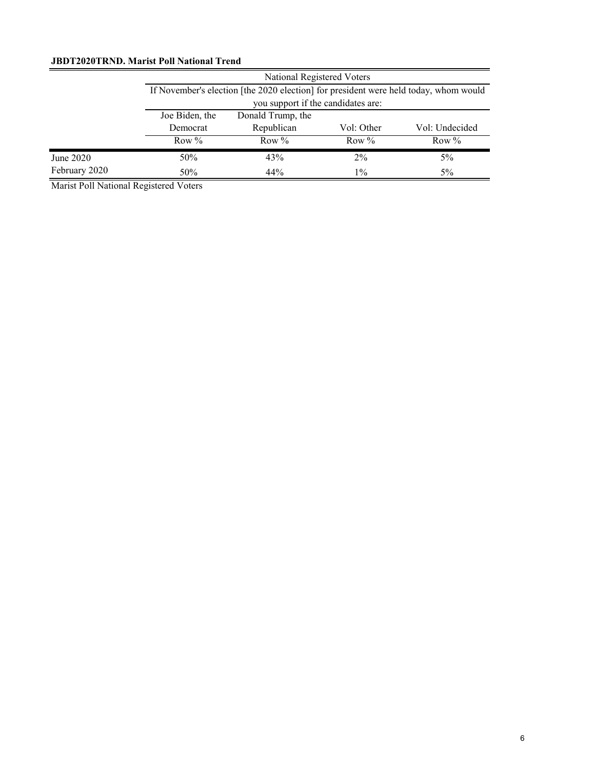**JBDT2020TRND. Marist Poll National Trend**

| | National Registered Voters | | | |
|---|---|---|---|---|
| | If November's election [the 2020 election] for president were held today, whom would you support if the candidates are: | | | |
| | Joe Biden, the Democrat | Donald Trump, the Republican | Vol: Other | Vol: Undecided |
| | Row % | Row % | Row % | Row % |
| June 2020 | 50% | 43% | 2% | 5% |
| February 2020 | 50% | 44% | 1% | 5% |

Marist Poll National Registered Voters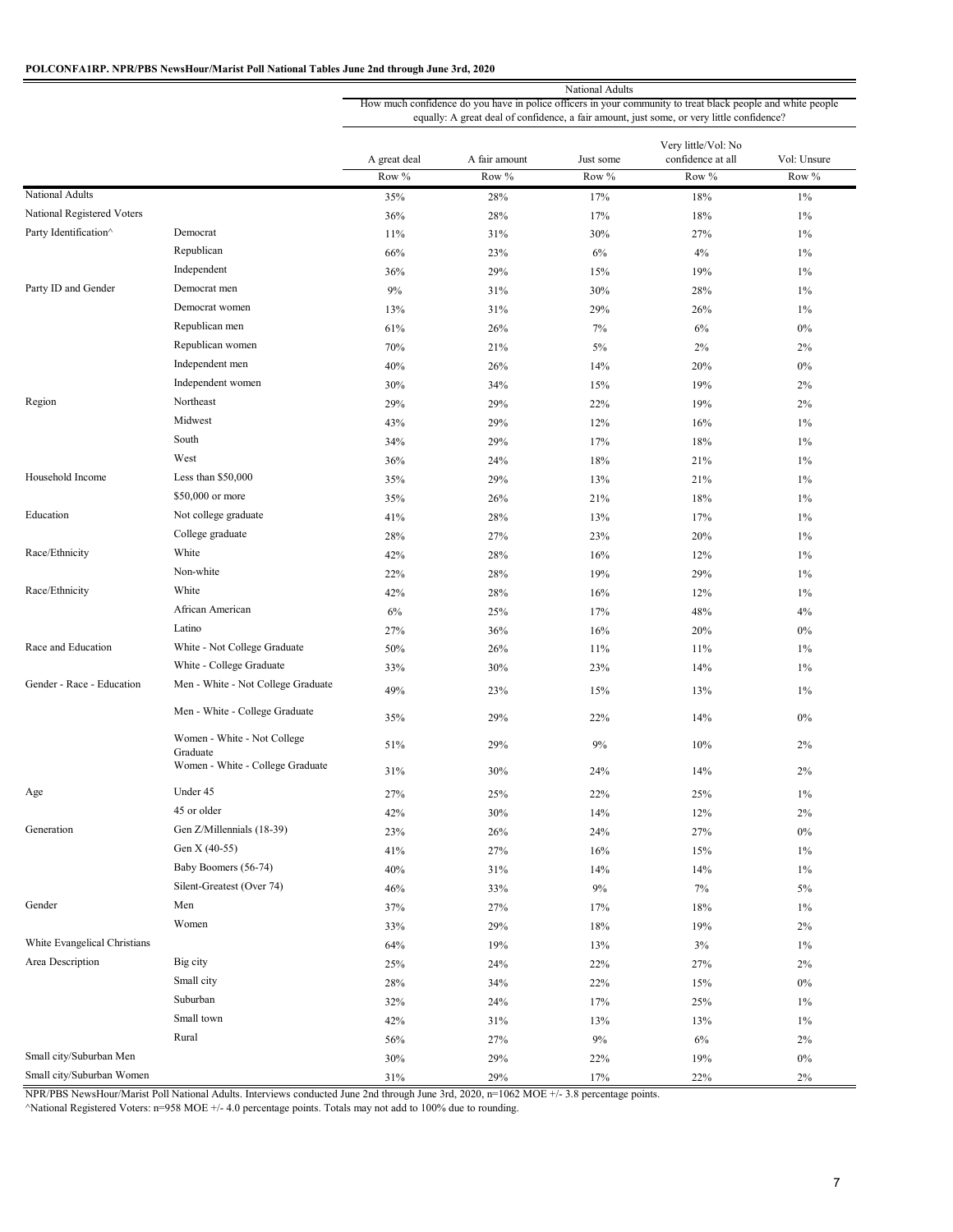**POLCONFA1RP. NPR/PBS NewsHour/Marist Poll National Tables June 2nd through June 3rd, 2020**

| | | National Adults | | | | |
|---|---|---|---|---|---|---|
| | | How much confidence do you have in police officers in your community to treat black people and white people equally: A great deal of confidence, a fair amount, just some, or very little confidence? | | | | |
| | | A great deal | A fair amount | Just some | Very little/Vol: No confidence at all | Vol: Unsure |
| | | Row % | Row % | Row % | Row % | Row % |
| National Adults | | 35% | 28% | 17% | 18% | 1% |
| National Registered Voters | | 36% | 28% | 17% | 18% | 1% |
| Party Identification^ | Democrat | 11% | 31% | 30% | 27% | 1% |
| | Republican | 66% | 23% | 6% | 4% | 1% |
| | Independent | 36% | 29% | 15% | 19% | 1% |
| Party ID and Gender | Democrat men | 9% | 31% | 30% | 28% | 1% |
| | Democrat women | 13% | 31% | 29% | 26% | 1% |
| | Republican men | 61% | 26% | 7% | 6% | 0% |
| | Republican women | 70% | 21% | 5% | 2% | 2% |
| | Independent men | 40% | 26% | 14% | 20% | 0% |
| | Independent women | 30% | 34% | 15% | 19% | 2% |
| Region | Northeast | 29% | 29% | 22% | 19% | 2% |
| | Midwest | 43% | 29% | 12% | 16% | 1% |
| | South | 34% | 29% | 17% | 18% | 1% |
| | West | 36% | 24% | 18% | 21% | 1% |
| Household Income | Less than $50,000 | 35% | 29% | 13% | 21% | 1% |
| | $50,000 or more | 35% | 26% | 21% | 18% | 1% |
| Education | Not college graduate | 41% | 28% | 13% | 17% | 1% |
| | College graduate | 28% | 27% | 23% | 20% | 1% |
| Race/Ethnicity | White | 42% | 28% | 16% | 12% | 1% |
| | Non-white | 22% | 28% | 19% | 29% | 1% |
| Race/Ethnicity | White | 42% | 28% | 16% | 12% | 1% |
| | African American | 6% | 25% | 17% | 48% | 4% |
| | Latino | 27% | 36% | 16% | 20% | 0% |
| Race and Education | White - Not College Graduate | 50% | 26% | 11% | 11% | 1% |
| | White - College Graduate | 33% | 30% | 23% | 14% | 1% |
| Gender - Race - Education | Men - White - Not College Graduate | 49% | 23% | 15% | 13% | 1% |
| | Men - White - College Graduate | 35% | 29% | 22% | 14% | 0% |
| | Women - White - Not College Graduate | 51% | 29% | 9% | 10% | 2% |
| | Women - White - College Graduate | 31% | 30% | 24% | 14% | 2% |
| Age | Under 45 | 27% | 25% | 22% | 25% | 1% |
| | 45 or older | 42% | 30% | 14% | 12% | 2% |
| Generation | Gen Z/Millennials (18-39) | 23% | 26% | 24% | 27% | 0% |
| | Gen X (40-55) | 41% | 27% | 16% | 15% | 1% |
| | Baby Boomers (56-74) | 40% | 31% | 14% | 14% | 1% |
| | Silent-Greatest (Over 74) | 46% | 33% | 9% | 7% | 5% |
| Gender | Men | 37% | 27% | 17% | 18% | 1% |
| | Women | 33% | 29% | 18% | 19% | 2% |
| White Evangelical Christians | | 64% | 19% | 13% | 3% | 1% |
| Area Description | Big city | 25% | 24% | 22% | 27% | 2% |
| | Small city | 28% | 34% | 22% | 15% | 0% |
| | Suburban | 32% | 24% | 17% | 25% | 1% |
| | Small town | 42% | 31% | 13% | 13% | 1% |
| | Rural | 56% | 27% | 9% | 6% | 2% |
| Small city/Suburban Men | | 30% | 29% | 22% | 19% | 0% |
| Small city/Suburban Women | | 31% | 29% | 17% | 22% | 2% |

NPR/PBS NewsHour/Marist Poll National Adults. Interviews conducted June 2nd through June 3rd, 2020, n=1062 MOE +/- 3.8 percentage points.
^National Registered Voters: n=958 MOE +/- 4.0 percentage points. Totals may not add to 100% due to rounding.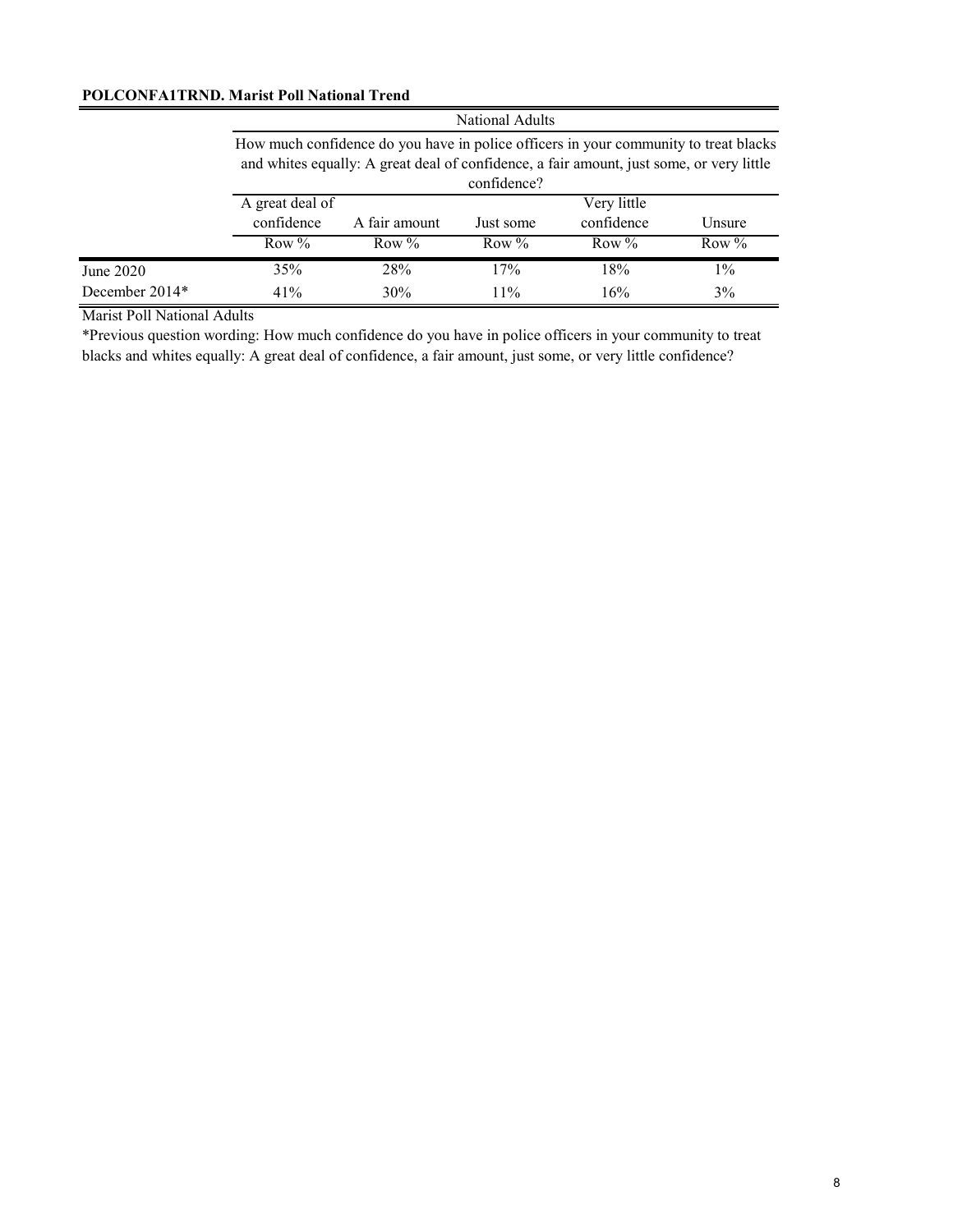**POLCONFA1TRND. Marist Poll National Trend**

| | National Adults | | | | |
|---|---|---|---|---|---|
| | How much confidence do you have in police officers in your community to treat blacks and whites equally: A great deal of confidence, a fair amount, just some, or very little confidence? | | | | |
| | A great deal of confidence | A fair amount | Just some | Very little confidence | Unsure |
| | Row % | Row % | Row % | Row % | Row % |
| June 2020 | 35% | 28% | 17% | 18% | 1% |
| December 2014* | 41% | 30% | 11% | 16% | 3% |

Marist Poll National Adults

*Previous question wording: How much confidence do you have in police officers in your community to treat blacks and whites equally: A great deal of confidence, a fair amount, just some, or very little confidence?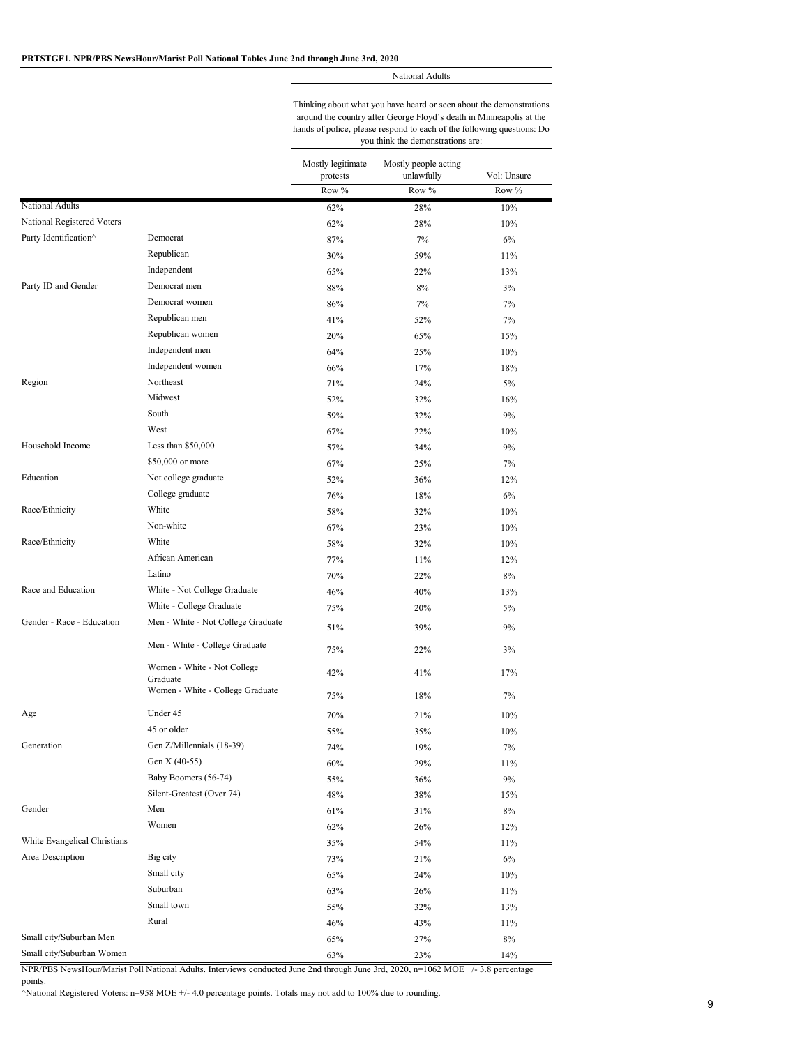**PRTSTGF1. NPR/PBS NewsHour/Marist Poll National Tables June 2nd through June 3rd, 2020**

| | | National Adults | | |
|---|---|---|---|---|
| | | Thinking about what you have heard or seen about the demonstrations around the country after George Floyd's death in Minneapolis at the hands of police, please respond to each of the following questions: Do you think the demonstrations are: | | |
| | | Mostly legitimate protests | Mostly people acting unlawfully | Vol: Unsure |
| | | Row % | Row % | Row % |
| National Adults | | 62% | 28% | 10% |
| National Registered Voters | | 62% | 28% | 10% |
| Party Identification^ | Democrat | 87% | 7% | 6% |
| | Republican | 30% | 59% | 11% |
| | Independent | 65% | 22% | 13% |
| Party ID and Gender | Democrat men | 88% | 8% | 3% |
| | Democrat women | 86% | 7% | 7% |
| | Republican men | 41% | 52% | 7% |
| | Republican women | 20% | 65% | 15% |
| | Independent men | 64% | 25% | 10% |
| | Independent women | 66% | 17% | 18% |
| Region | Northeast | 71% | 24% | 5% |
| | Midwest | 52% | 32% | 16% |
| | South | 59% | 32% | 9% |
| | West | 67% | 22% | 10% |
| Household Income | Less than $50,000 | 57% | 34% | 9% |
| | $50,000 or more | 67% | 25% | 7% |
| Education | Not college graduate | 52% | 36% | 12% |
| | College graduate | 76% | 18% | 6% |
| Race/Ethnicity | White | 58% | 32% | 10% |
| | Non-white | 67% | 23% | 10% |
| Race/Ethnicity | White | 58% | 32% | 10% |
| | African American | 77% | 11% | 12% |
| | Latino | 70% | 22% | 8% |
| Race and Education | White - Not College Graduate | 46% | 40% | 13% |
| | White - College Graduate | 75% | 20% | 5% |
| Gender - Race - Education | Men - White - Not College Graduate | 51% | 39% | 9% |
| | Men - White - College Graduate | 75% | 22% | 3% |
| | Women - White - Not College Graduate | 42% | 41% | 17% |
| | Women - White - College Graduate | 75% | 18% | 7% |
| Age | Under 45 | 70% | 21% | 10% |
| | 45 or older | 55% | 35% | 10% |
| Generation | Gen Z/Millennials (18-39) | 74% | 19% | 7% |
| | Gen X (40-55) | 60% | 29% | 11% |
| | Baby Boomers (56-74) | 55% | 36% | 9% |
| | Silent-Greatest (Over 74) | 48% | 38% | 15% |
| Gender | Men | 61% | 31% | 8% |
| | Women | 62% | 26% | 12% |
| White Evangelical Christians | | 35% | 54% | 11% |
| Area Description | Big city | 73% | 21% | 6% |
| | Small city | 65% | 24% | 10% |
| | Suburban | 63% | 26% | 11% |
| | Small town | 55% | 32% | 13% |
| | Rural | 46% | 43% | 11% |
| Small city/Suburban Men | | 65% | 27% | 8% |
| Small city/Suburban Women | | 63% | 23% | 14% |

NPR/PBS NewsHour/Marist Poll National Adults. Interviews conducted June 2nd through June 3rd, 2020, n=1062 MOE +/- 3.8 percentage points.

^National Registered Voters: n=958 MOE +/- 4.0 percentage points. Totals may not add to 100% due to rounding.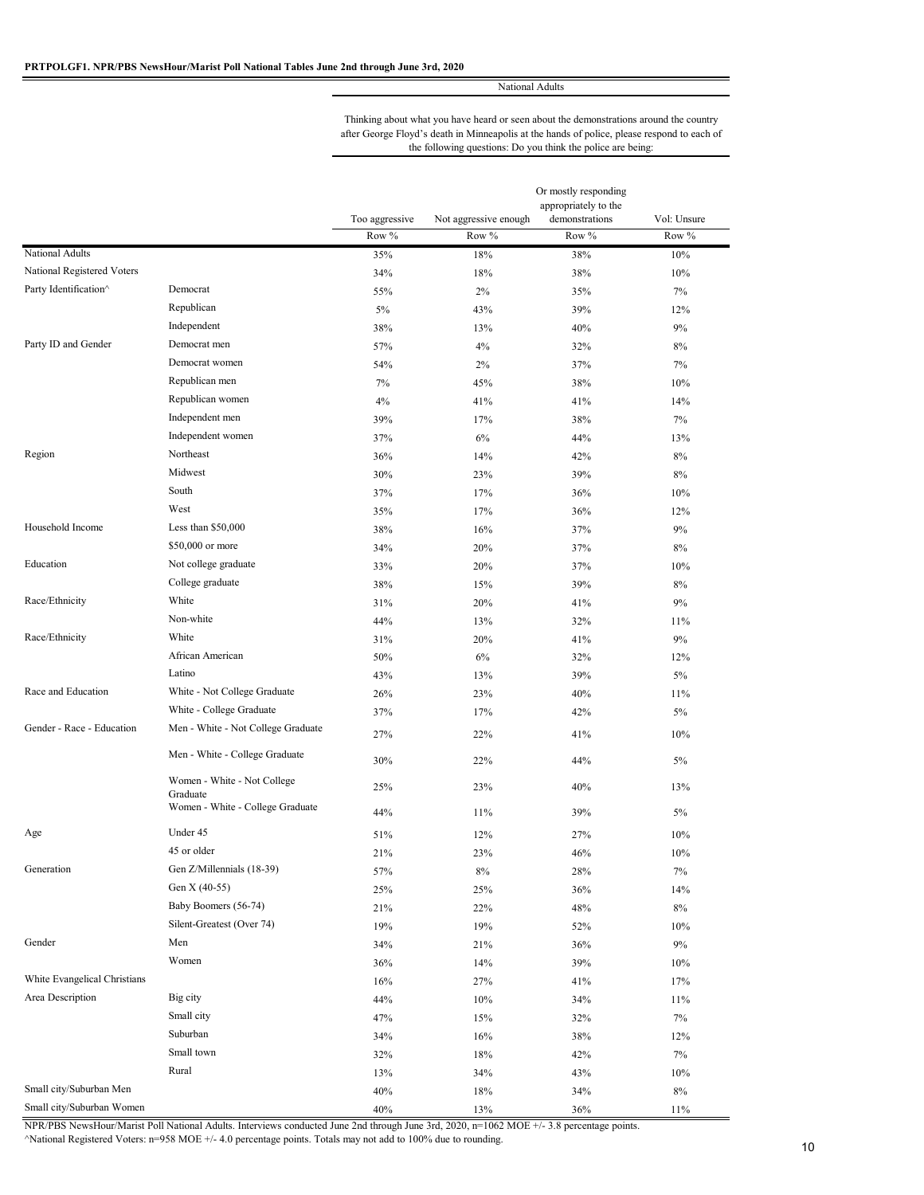**PRTPOLGF1. NPR/PBS NewsHour/Marist Poll National Tables June 2nd through June 3rd, 2020**

| | | National Adults | | | |
|---|---|---|---|---|---|
| | | Thinking about what you have heard or seen about the demonstrations around the country after George Floyd's death in Minneapolis at the hands of police, please respond to each of the following questions: Do you think the police are being: | | | |
| | | Too aggressive | Not aggressive enough | Or mostly responding appropriately to the demonstrations | Vol: Unsure |
| | | Row % | Row % | Row % | Row % |
| National Adults | | 35% | 18% | 38% | 10% |
| National Registered Voters | | 34% | 18% | 38% | 10% |
| Party Identification^ | Democrat | 55% | 2% | 35% | 7% |
| | Republican | 5% | 43% | 39% | 12% |
| | Independent | 38% | 13% | 40% | 9% |
| Party ID and Gender | Democrat men | 57% | 4% | 32% | 8% |
| | Democrat women | 54% | 2% | 37% | 7% |
| | Republican men | 7% | 45% | 38% | 10% |
| | Republican women | 4% | 41% | 41% | 14% |
| | Independent men | 39% | 17% | 38% | 7% |
| | Independent women | 37% | 6% | 44% | 13% |
| Region | Northeast | 36% | 14% | 42% | 8% |
| | Midwest | 30% | 23% | 39% | 8% |
| | South | 37% | 17% | 36% | 10% |
| | West | 35% | 17% | 36% | 12% |
| Household Income | Less than $50,000 | 38% | 16% | 37% | 9% |
| | $50,000 or more | 34% | 20% | 37% | 8% |
| Education | Not college graduate | 33% | 20% | 37% | 10% |
| | College graduate | 38% | 15% | 39% | 8% |
| Race/Ethnicity | White | 31% | 20% | 41% | 9% |
| | Non-white | 44% | 13% | 32% | 11% |
| Race/Ethnicity | White | 31% | 20% | 41% | 9% |
| | African American | 50% | 6% | 32% | 12% |
| | Latino | 43% | 13% | 39% | 5% |
| Race and Education | White - Not College Graduate | 26% | 23% | 40% | 11% |
| | White - College Graduate | 37% | 17% | 42% | 5% |
| Gender - Race - Education | Men - White - Not College Graduate | 27% | 22% | 41% | 10% |
| | Men - White - College Graduate | 30% | 22% | 44% | 5% |
| | Women - White - Not College Graduate | 25% | 23% | 40% | 13% |
| | Women - White - College Graduate | 44% | 11% | 39% | 5% |
| Age | Under 45 | 51% | 12% | 27% | 10% |
| | 45 or older | 21% | 23% | 46% | 10% |
| Generation | Gen Z/Millennials (18-39) | 57% | 8% | 28% | 7% |
| | Gen X (40-55) | 25% | 25% | 36% | 14% |
| | Baby Boomers (56-74) | 21% | 22% | 48% | 8% |
| | Silent-Greatest (Over 74) | 19% | 19% | 52% | 10% |
| Gender | Men | 34% | 21% | 36% | 9% |
| | Women | 36% | 14% | 39% | 10% |
| White Evangelical Christians | | 16% | 27% | 41% | 17% |
| Area Description | Big city | 44% | 10% | 34% | 11% |
| | Small city | 47% | 15% | 32% | 7% |
| | Suburban | 34% | 16% | 38% | 12% |
| | Small town | 32% | 18% | 42% | 7% |
| | Rural | 13% | 34% | 43% | 10% |
| Small city/Suburban Men | | 40% | 18% | 34% | 8% |
| Small city/Suburban Women | | 40% | 13% | 36% | 11% |

NPR/PBS NewsHour/Marist Poll National Adults. Interviews conducted June 2nd through June 3rd, 2020, n=1062 MOE +/- 3.8 percentage points.
^National Registered Voters: n=958 MOE +/- 4.0 percentage points. Totals may not add to 100% due to rounding.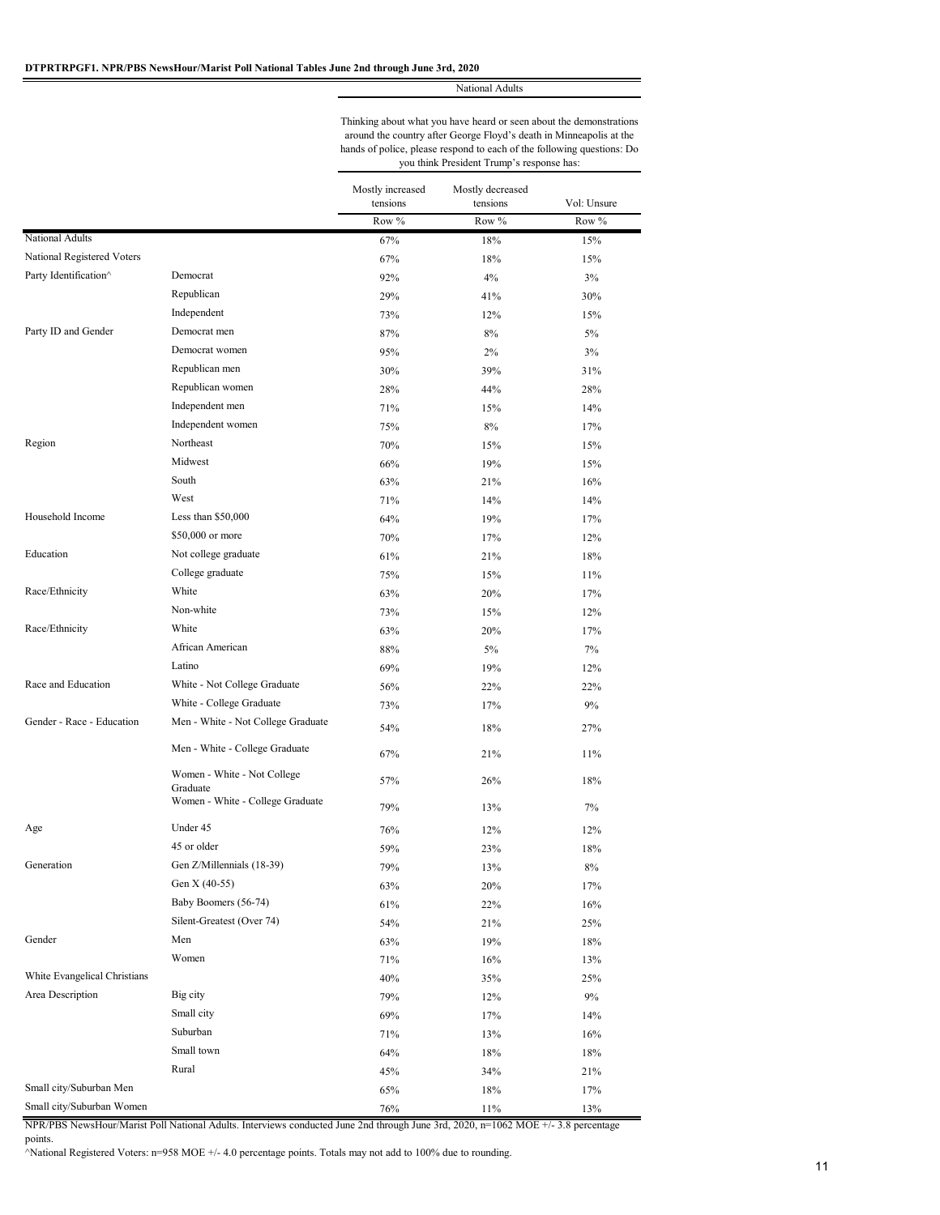**DTPRTRPGF1. NPR/PBS NewsHour/Marist Poll National Tables June 2nd through June 3rd, 2020**

| | | National Adults | | |
|---|---|---|---|---|
| | | Thinking about what you have heard or seen about the demonstrations around the country after George Floyd's death in Minneapolis at the hands of police, please respond to each of the following questions: Do you think President Trump's response has: | | |
| | | Mostly increased tensions | Mostly decreased tensions | Vol: Unsure |
| | | Row % | Row % | Row % |
| National Adults | | 67% | 18% | 15% |
| National Registered Voters | | 67% | 18% | 15% |
| Party Identification^ | Democrat | 92% | 4% | 3% |
| | Republican | 29% | 41% | 30% |
| | Independent | 73% | 12% | 15% |
| Party ID and Gender | Democrat men | 87% | 8% | 5% |
| | Democrat women | 95% | 2% | 3% |
| | Republican men | 30% | 39% | 31% |
| | Republican women | 28% | 44% | 28% |
| | Independent men | 71% | 15% | 14% |
| | Independent women | 75% | 8% | 17% |
| Region | Northeast | 70% | 15% | 15% |
| | Midwest | 66% | 19% | 15% |
| | South | 63% | 21% | 16% |
| | West | 71% | 14% | 14% |
| Household Income | Less than $50,000 | 64% | 19% | 17% |
| | $50,000 or more | 70% | 17% | 12% |
| Education | Not college graduate | 61% | 21% | 18% |
| | College graduate | 75% | 15% | 11% |
| Race/Ethnicity | White | 63% | 20% | 17% |
| | Non-white | 73% | 15% | 12% |
| Race/Ethnicity | White | 63% | 20% | 17% |
| | African American | 88% | 5% | 7% |
| | Latino | 69% | 19% | 12% |
| Race and Education | White - Not College Graduate | 56% | 22% | 22% |
| | White - College Graduate | 73% | 17% | 9% |
| Gender - Race - Education | Men - White - Not College Graduate | 54% | 18% | 27% |
| | Men - White - College Graduate | 67% | 21% | 11% |
| | Women - White - Not College Graduate | 57% | 26% | 18% |
| | Women - White - College Graduate | 79% | 13% | 7% |
| Age | Under 45 | 76% | 12% | 12% |
| | 45 or older | 59% | 23% | 18% |
| Generation | Gen Z/Millennials (18-39) | 79% | 13% | 8% |
| | Gen X (40-55) | 63% | 20% | 17% |
| | Baby Boomers (56-74) | 61% | 22% | 16% |
| | Silent-Greatest (Over 74) | 54% | 21% | 25% |
| Gender | Men | 63% | 19% | 18% |
| | Women | 71% | 16% | 13% |
| White Evangelical Christians | | 40% | 35% | 25% |
| Area Description | Big city | 79% | 12% | 9% |
| | Small city | 69% | 17% | 14% |
| | Suburban | 71% | 13% | 16% |
| | Small town | 64% | 18% | 18% |
| | Rural | 45% | 34% | 21% |
| Small city/Suburban Men | | 65% | 18% | 17% |
| Small city/Suburban Women | | 76% | 11% | 13% |

NPR/PBS NewsHour/Marist Poll National Adults. Interviews conducted June 2nd through June 3rd, 2020, n=1062 MOE +/- 3.8 percentage points.
^National Registered Voters: n=958 MOE +/- 4.0 percentage points. Totals may not add to 100% due to rounding.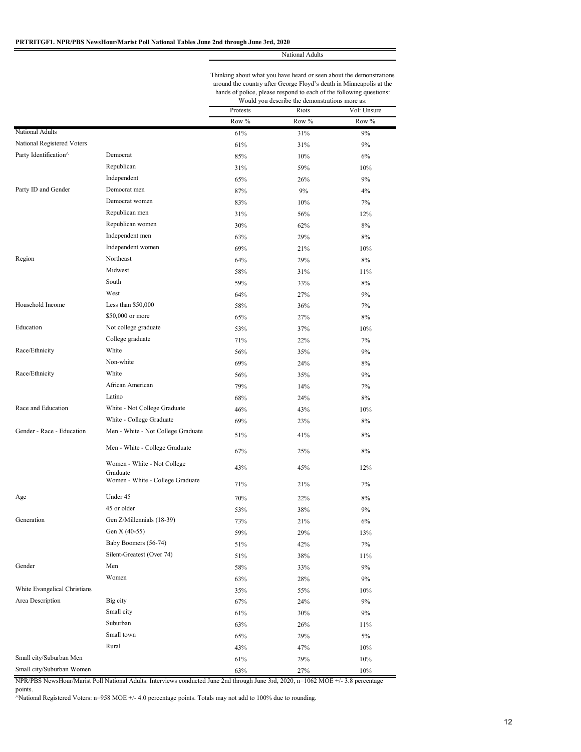**PRTRITGF1. NPR/PBS NewsHour/Marist Poll National Tables June 2nd through June 3rd, 2020**

| | | National Adults | | |
|---|---|---|---|---|
| | | Thinking about what you have heard or seen about the demonstrations around the country after George Floyd's death in Minneapolis at the hands of police, please respond to each of the following questions: Would you describe the demonstrations more as: | | |
| | | Protests | Riots | Vol: Unsure |
| | | Row % | Row % | Row % |
| National Adults | | 61% | 31% | 9% |
| National Registered Voters | | 61% | 31% | 9% |
| Party Identification^ | Democrat | 85% | 10% | 6% |
| | Republican | 31% | 59% | 10% |
| | Independent | 65% | 26% | 9% |
| Party ID and Gender | Democrat men | 87% | 9% | 4% |
| | Democrat women | 83% | 10% | 7% |
| | Republican men | 31% | 56% | 12% |
| | Republican women | 30% | 62% | 8% |
| | Independent men | 63% | 29% | 8% |
| | Independent women | 69% | 21% | 10% |
| Region | Northeast | 64% | 29% | 8% |
| | Midwest | 58% | 31% | 11% |
| | South | 59% | 33% | 8% |
| | West | 64% | 27% | 9% |
| Household Income | Less than $50,000 | 58% | 36% | 7% |
| | $50,000 or more | 65% | 27% | 8% |
| Education | Not college graduate | 53% | 37% | 10% |
| | College graduate | 71% | 22% | 7% |
| Race/Ethnicity | White | 56% | 35% | 9% |
| | Non-white | 69% | 24% | 8% |
| Race/Ethnicity | White | 56% | 35% | 9% |
| | African American | 79% | 14% | 7% |
| | Latino | 68% | 24% | 8% |
| Race and Education | White - Not College Graduate | 46% | 43% | 10% |
| | White - College Graduate | 69% | 23% | 8% |
| Gender - Race - Education | Men - White - Not College Graduate | 51% | 41% | 8% |
| | Men - White - College Graduate | 67% | 25% | 8% |
| | Women - White - Not College Graduate | 43% | 45% | 12% |
| | Women - White - College Graduate | 71% | 21% | 7% |
| Age | Under 45 | 70% | 22% | 8% |
| | 45 or older | 53% | 38% | 9% |
| Generation | Gen Z/Millennials (18-39) | 73% | 21% | 6% |
| | Gen X (40-55) | 59% | 29% | 13% |
| | Baby Boomers (56-74) | 51% | 42% | 7% |
| | Silent-Greatest (Over 74) | 51% | 38% | 11% |
| Gender | Men | 58% | 33% | 9% |
| | Women | 63% | 28% | 9% |
| White Evangelical Christians | | 35% | 55% | 10% |
| Area Description | Big city | 67% | 24% | 9% |
| | Small city | 61% | 30% | 9% |
| | Suburban | 63% | 26% | 11% |
| | Small town | 65% | 29% | 5% |
| | Rural | 43% | 47% | 10% |
| Small city/Suburban Men | | 61% | 29% | 10% |
| Small city/Suburban Women | | 63% | 27% | 10% |

NPR/PBS NewsHour/Marist Poll National Adults. Interviews conducted June 2nd through June 3rd, 2020, n=1062 MOE +/- 3.8 percentage points.

^National Registered Voters: n=958 MOE +/- 4.0 percentage points. Totals may not add to 100% due to rounding.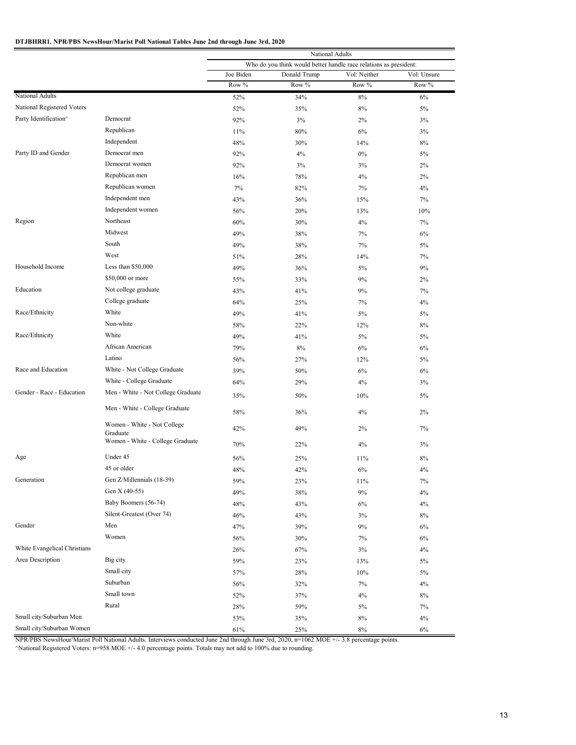**DTJBHRR1. NPR/PBS NewsHour/Marist Poll National Tables June 2nd through June 3rd, 2020**

| | | National Adults | | | |
|---|---|---|---|---|---|
| | | Who do you think would better handle race relations as president: | | | |
| | | Joe Biden | Donald Trump | Vol: Neither | Vol: Unsure |
| | | Row % | Row % | Row % | Row % |
| National Adults | | 52% | 34% | 8% | 6% |
| National Registered Voters | | 52% | 35% | 8% | 5% |
| Party Identification^ | Democrat | 92% | 3% | 2% | 3% |
| | Republican | 11% | 80% | 6% | 3% |
| | Independent | 48% | 30% | 14% | 8% |
| Party ID and Gender | Democrat men | 92% | 4% | 0% | 5% |
| | Democrat women | 92% | 3% | 3% | 2% |
| | Republican men | 16% | 78% | 4% | 2% |
| | Republican women | 7% | 82% | 7% | 4% |
| | Independent men | 43% | 36% | 15% | 7% |
| | Independent women | 56% | 20% | 13% | 10% |
| Region | Northeast | 60% | 30% | 4% | 7% |
| | Midwest | 49% | 38% | 7% | 6% |
| | South | 49% | 38% | 7% | 5% |
| | West | 51% | 28% | 14% | 7% |
| Household Income | Less than $50,000 | 49% | 36% | 5% | 9% |
| | $50,000 or more | 55% | 33% | 9% | 2% |
| Education | Not college graduate | 43% | 41% | 9% | 7% |
| | College graduate | 64% | 25% | 7% | 4% |
| Race/Ethnicity | White | 49% | 41% | 5% | 5% |
| | Non-white | 58% | 22% | 12% | 8% |
| Race/Ethnicity | White | 49% | 41% | 5% | 5% |
| | African American | 79% | 8% | 6% | 6% |
| | Latino | 56% | 27% | 12% | 5% |
| Race and Education | White - Not College Graduate | 39% | 50% | 6% | 6% |
| | White - College Graduate | 64% | 29% | 4% | 3% |
| Gender - Race - Education | Men - White - Not College Graduate | 35% | 50% | 10% | 5% |
| | Men - White - College Graduate | 58% | 36% | 4% | 2% |
| | Women - White - Not College Graduate | 42% | 49% | 2% | 7% |
| | Women - White - College Graduate | 70% | 22% | 4% | 3% |
| Age | Under 45 | 56% | 25% | 11% | 8% |
| | 45 or older | 48% | 42% | 6% | 4% |
| Generation | Gen Z/Millennials (18-39) | 59% | 23% | 11% | 7% |
| | Gen X (40-55) | 49% | 38% | 9% | 4% |
| | Baby Boomers (56-74) | 48% | 43% | 6% | 4% |
| | Silent-Greatest (Over 74) | 46% | 43% | 3% | 8% |
| Gender | Men | 47% | 39% | 9% | 6% |
| | Women | 56% | 30% | 7% | 6% |
| White Evangelical Christians | | 26% | 67% | 3% | 4% |
| Area Description | Big city | 59% | 23% | 13% | 5% |
| | Small city | 57% | 28% | 10% | 5% |
| | Suburban | 56% | 32% | 7% | 4% |
| | Small town | 52% | 37% | 4% | 8% |
| | Rural | 28% | 59% | 5% | 7% |
| Small city/Suburban Men | | 53% | 35% | 8% | 4% |
| Small city/Suburban Women | | 61% | 25% | 8% | 6% |

NPR/PBS NewsHour/Marist Poll National Adults. Interviews conducted June 2nd through June 3rd, 2020, n=1062 MOE +/- 3.8 percentage points.
^National Registered Voters: n=958 MOE +/- 4.0 percentage points. Totals may not add to 100% due to rounding.